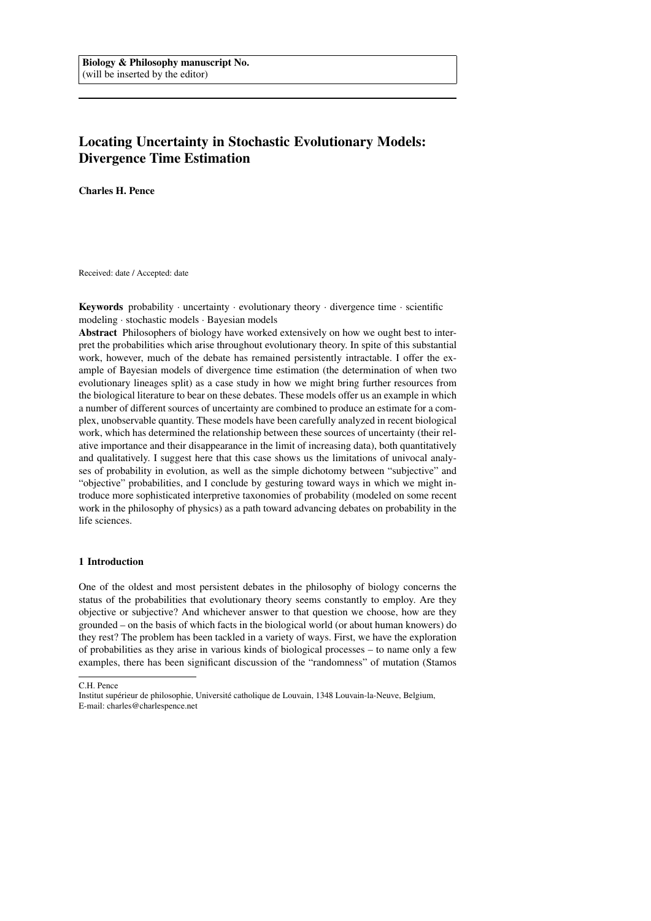**Biology & Philosophy manuscript No.**
(will be inserted by the editor)

# Locating Uncertainty in Stochastic Evolutionary Models: Divergence Time Estimation

**Charles H. Pence**

Received: date / Accepted: date

**Keywords** probability · uncertainty · evolutionary theory · divergence time · scientific modeling · stochastic models · Bayesian models

**Abstract** Philosophers of biology have worked extensively on how we ought best to interpret the probabilities which arise throughout evolutionary theory. In spite of this substantial work, however, much of the debate has remained persistently intractable. I offer the example of Bayesian models of divergence time estimation (the determination of when two evolutionary lineages split) as a case study in how we might bring further resources from the biological literature to bear on these debates. These models offer us an example in which a number of different sources of uncertainty are combined to produce an estimate for a complex, unobservable quantity. These models have been carefully analyzed in recent biological work, which has determined the relationship between these sources of uncertainty (their relative importance and their disappearance in the limit of increasing data), both quantitatively and qualitatively. I suggest here that this case shows us the limitations of univocal analyses of probability in evolution, as well as the simple dichotomy between "subjective" and "objective" probabilities, and I conclude by gesturing toward ways in which we might introduce more sophisticated interpretive taxonomies of probability (modeled on some recent work in the philosophy of physics) as a path toward advancing debates on probability in the life sciences.

## 1 Introduction

One of the oldest and most persistent debates in the philosophy of biology concerns the status of the probabilities that evolutionary theory seems constantly to employ. Are they objective or subjective? And whichever answer to that question we choose, how are they grounded – on the basis of which facts in the biological world (or about human knowers) do they rest? The problem has been tackled in a variety of ways. First, we have the exploration of probabilities as they arise in various kinds of biological processes – to name only a few examples, there has been significant discussion of the "randomness" of mutation (Stamos

C.H. Pence
Institut supérieur de philosophie, Université catholique de Louvain, 1348 Louvain-la-Neuve, Belgium,
E-mail: charles@charlespence.net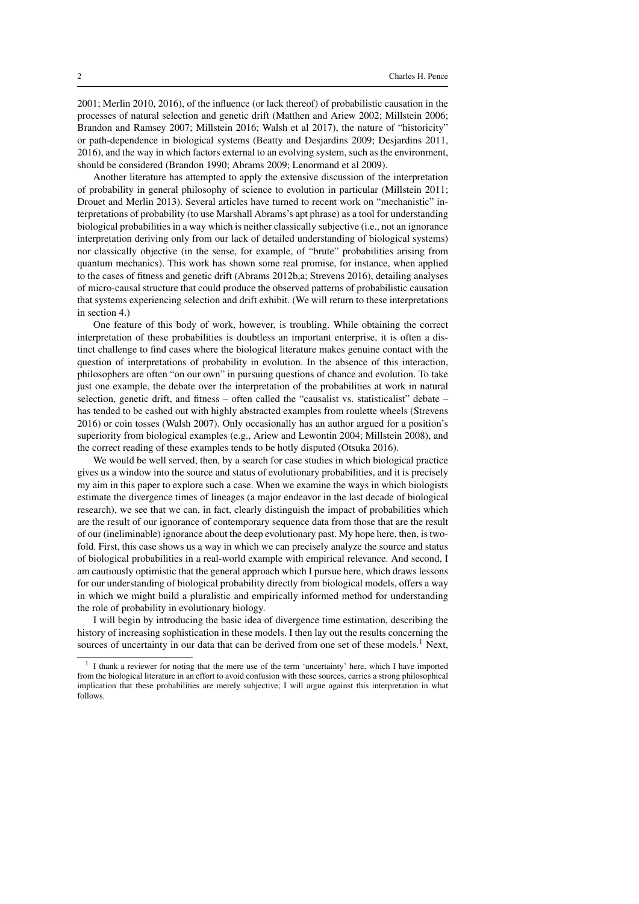2001; Merlin 2010, 2016), of the influence (or lack thereof) of probabilistic causation in the processes of natural selection and genetic drift (Matthen and Ariew 2002; Millstein 2006; Brandon and Ramsey 2007; Millstein 2016; Walsh et al 2017), the nature of "historicity" or path-dependence in biological systems (Beatty and Desjardins 2009; Desjardins 2011, 2016), and the way in which factors external to an evolving system, such as the environment, should be considered (Brandon 1990; Abrams 2009; Lenormand et al 2009).

Another literature has attempted to apply the extensive discussion of the interpretation of probability in general philosophy of science to evolution in particular (Millstein 2011; Drouet and Merlin 2013). Several articles have turned to recent work on "mechanistic" interpretations of probability (to use Marshall Abrams's apt phrase) as a tool for understanding biological probabilities in a way which is neither classically subjective (i.e., not an ignorance interpretation deriving only from our lack of detailed understanding of biological systems) nor classically objective (in the sense, for example, of "brute" probabilities arising from quantum mechanics). This work has shown some real promise, for instance, when applied to the cases of fitness and genetic drift (Abrams 2012b,a; Strevens 2016), detailing analyses of micro-causal structure that could produce the observed patterns of probabilistic causation that systems experiencing selection and drift exhibit. (We will return to these interpretations in section 4.)

One feature of this body of work, however, is troubling. While obtaining the correct interpretation of these probabilities is doubtless an important enterprise, it is often a distinct challenge to find cases where the biological literature makes genuine contact with the question of interpretations of probability in evolution. In the absence of this interaction, philosophers are often "on our own" in pursuing questions of chance and evolution. To take just one example, the debate over the interpretation of the probabilities at work in natural selection, genetic drift, and fitness – often called the "causalist vs. statisticalist" debate – has tended to be cashed out with highly abstracted examples from roulette wheels (Strevens 2016) or coin tosses (Walsh 2007). Only occasionally has an author argued for a position's superiority from biological examples (e.g., Ariew and Lewontin 2004; Millstein 2008), and the correct reading of these examples tends to be hotly disputed (Otsuka 2016).

We would be well served, then, by a search for case studies in which biological practice gives us a window into the source and status of evolutionary probabilities, and it is precisely my aim in this paper to explore such a case. When we examine the ways in which biologists estimate the divergence times of lineages (a major endeavor in the last decade of biological research), we see that we can, in fact, clearly distinguish the impact of probabilities which are the result of our ignorance of contemporary sequence data from those that are the result of our (ineliminable) ignorance about the deep evolutionary past. My hope here, then, is two-fold. First, this case shows us a way in which we can precisely analyze the source and status of biological probabilities in a real-world example with empirical relevance. And second, I am cautiously optimistic that the general approach which I pursue here, which draws lessons for our understanding of biological probability directly from biological models, offers a way in which we might build a pluralistic and empirically informed method for understanding the role of probability in evolutionary biology.

I will begin by introducing the basic idea of divergence time estimation, describing the history of increasing sophistication in these models. I then lay out the results concerning the sources of uncertainty in our data that can be derived from one set of these models.[1] Next,

[1] I thank a reviewer for noting that the mere use of the term 'uncertainty' here, which I have imported from the biological literature in an effort to avoid confusion with these sources, carries a strong philosophical implication that these probabilities are merely subjective; I will argue against this interpretation in what follows.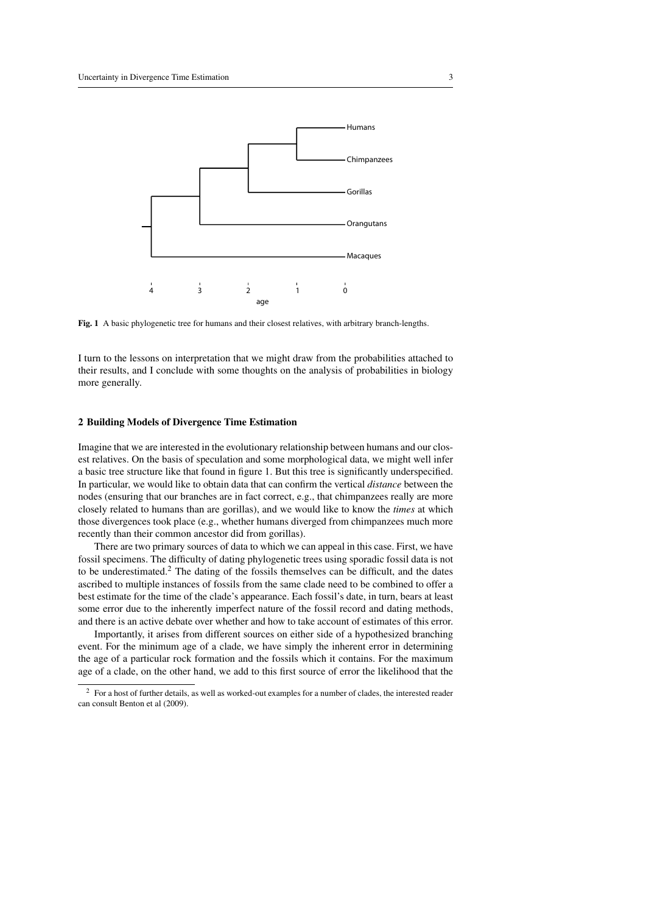**Fig. 1** A basic phylogenetic tree for humans and their closest relatives, with arbitrary branch-lengths.

I turn to the lessons on interpretation that we might draw from the probabilities attached to their results, and I conclude with some thoughts on the analysis of probabilities in biology more generally.

## 2 Building Models of Divergence Time Estimation

Imagine that we are interested in the evolutionary relationship between humans and our closest relatives. On the basis of speculation and some morphological data, we might well infer a basic tree structure like that found in figure 1. But this tree is significantly underspecified. In particular, we would like to obtain data that can confirm the vertical *distance* between the nodes (ensuring that our branches are in fact correct, e.g., that chimpanzees really are more closely related to humans than are gorillas), and we would like to know the *times* at which those divergences took place (e.g., whether humans diverged from chimpanzees much more recently than their common ancestor did from gorillas).

There are two primary sources of data to which we can appeal in this case. First, we have fossil specimens. The difficulty of dating phylogenetic trees using sporadic fossil data is not to be underestimated.[2] The dating of the fossils themselves can be difficult, and the dates ascribed to multiple instances of fossils from the same clade need to be combined to offer a best estimate for the time of the clade's appearance. Each fossil's date, in turn, bears at least some error due to the inherently imperfect nature of the fossil record and dating methods, and there is an active debate over whether and how to take account of estimates of this error.

Importantly, it arises from different sources on either side of a hypothesized branching event. For the minimum age of a clade, we have simply the inherent error in determining the age of a particular rock formation and the fossils which it contains. For the maximum age of a clade, on the other hand, we add to this first source of error the likelihood that the

[2] For a host of further details, as well as worked-out examples for a number of clades, the interested reader can consult Benton et al (2009).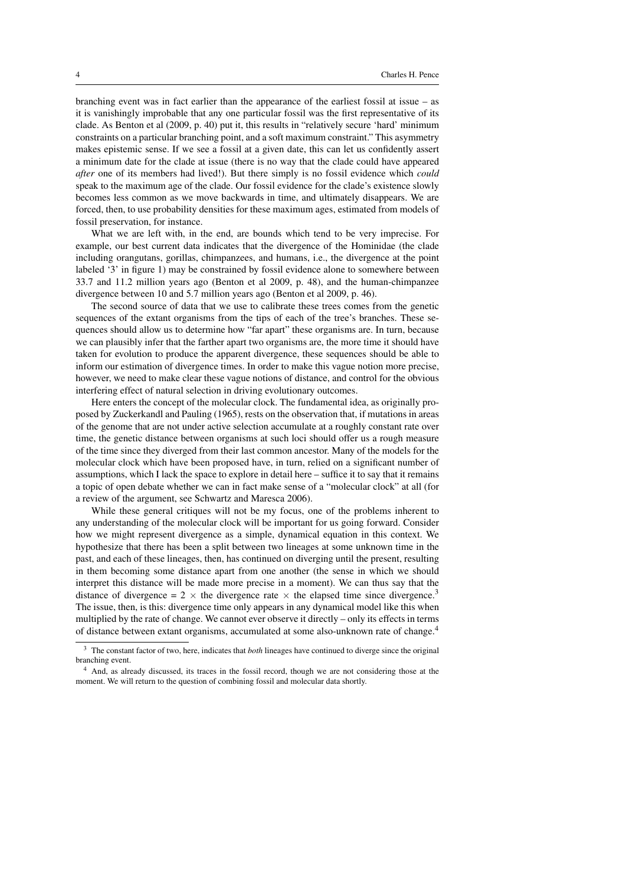branching event was in fact earlier than the appearance of the earliest fossil at issue – as it is vanishingly improbable that any one particular fossil was the first representative of its clade. As Benton et al (2009, p. 40) put it, this results in "relatively secure 'hard' minimum constraints on a particular branching point, and a soft maximum constraint." This asymmetry makes epistemic sense. If we see a fossil at a given date, this can let us confidently assert a minimum date for the clade at issue (there is no way that the clade could have appeared *after* one of its members had lived!). But there simply is no fossil evidence which *could* speak to the maximum age of the clade. Our fossil evidence for the clade's existence slowly becomes less common as we move backwards in time, and ultimately disappears. We are forced, then, to use probability densities for these maximum ages, estimated from models of fossil preservation, for instance.

What we are left with, in the end, are bounds which tend to be very imprecise. For example, our best current data indicates that the divergence of the Hominidae (the clade including orangutans, gorillas, chimpanzees, and humans, i.e., the divergence at the point labeled '3' in figure 1) may be constrained by fossil evidence alone to somewhere between 33.7 and 11.2 million years ago (Benton et al 2009, p. 48), and the human-chimpanzee divergence between 10 and 5.7 million years ago (Benton et al 2009, p. 46).

The second source of data that we use to calibrate these trees comes from the genetic sequences of the extant organisms from the tips of each of the tree's branches. These sequences should allow us to determine how "far apart" these organisms are. In turn, because we can plausibly infer that the farther apart two organisms are, the more time it should have taken for evolution to produce the apparent divergence, these sequences should be able to inform our estimation of divergence times. In order to make this vague notion more precise, however, we need to make clear these vague notions of distance, and control for the obvious interfering effect of natural selection in driving evolutionary outcomes.

Here enters the concept of the molecular clock. The fundamental idea, as originally proposed by Zuckerkandl and Pauling (1965), rests on the observation that, if mutations in areas of the genome that are not under active selection accumulate at a roughly constant rate over time, the genetic distance between organisms at such loci should offer us a rough measure of the time since they diverged from their last common ancestor. Many of the models for the molecular clock which have been proposed have, in turn, relied on a significant number of assumptions, which I lack the space to explore in detail here – suffice it to say that it remains a topic of open debate whether we can in fact make sense of a "molecular clock" at all (for a review of the argument, see Schwartz and Maresca 2006).

While these general critiques will not be my focus, one of the problems inherent to any understanding of the molecular clock will be important for us going forward. Consider how we might represent divergence as a simple, dynamical equation in this context. We hypothesize that there has been a split between two lineages at some unknown time in the past, and each of these lineages, then, has continued on diverging until the present, resulting in them becoming some distance apart from one another (the sense in which we should interpret this distance will be made more precise in a moment). We can thus say that the distance of divergence = 2 $\times$ the divergence rate $\times$ the elapsed time since divergence.[3] The issue, then, is this: divergence time only appears in any dynamical model like this when multiplied by the rate of change. We cannot ever observe it directly – only its effects in terms of distance between extant organisms, accumulated at some also-unknown rate of change.[4]

[3] The constant factor of two, here, indicates that *both* lineages have continued to diverge since the original branching event.

[4] And, as already discussed, its traces in the fossil record, though we are not considering those at the moment. We will return to the question of combining fossil and molecular data shortly.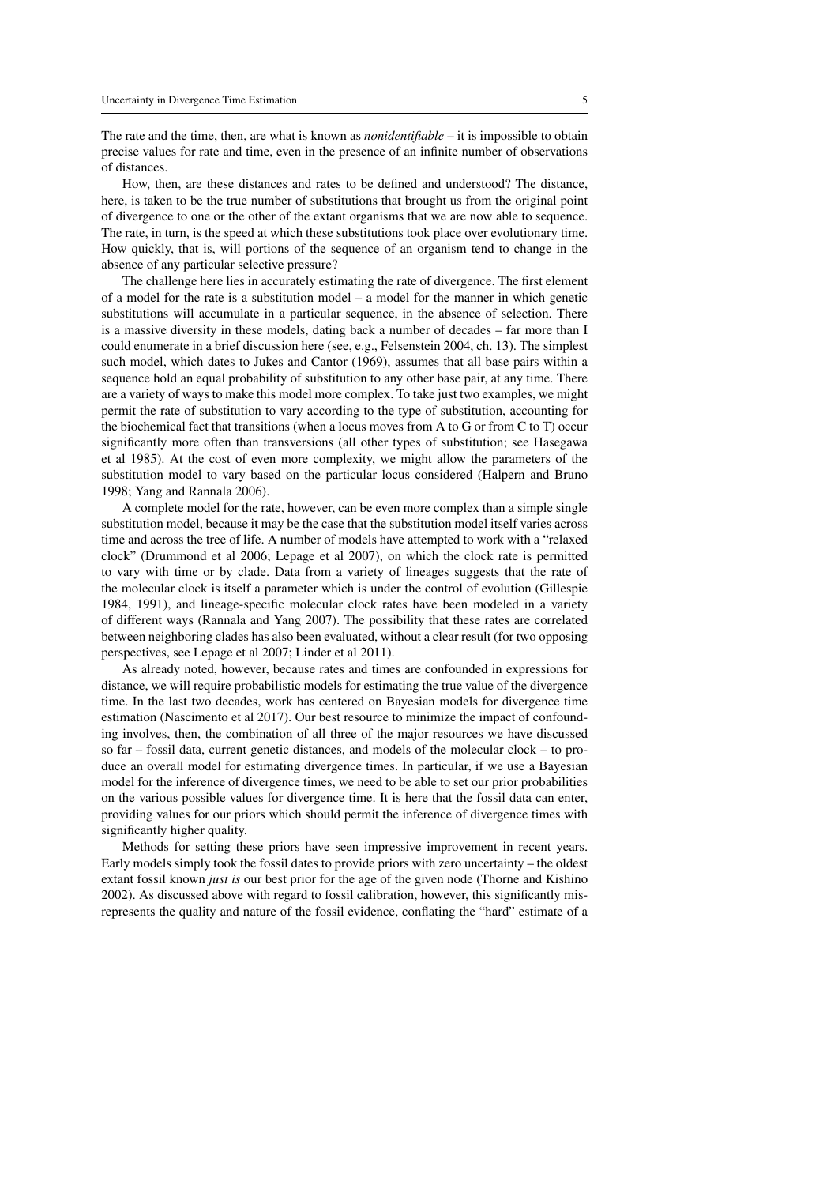The rate and the time, then, are what is known as *nonidentifiable* – it is impossible to obtain precise values for rate and time, even in the presence of an infinite number of observations of distances.

How, then, are these distances and rates to be defined and understood? The distance, here, is taken to be the true number of substitutions that brought us from the original point of divergence to one or the other of the extant organisms that we are now able to sequence. The rate, in turn, is the speed at which these substitutions took place over evolutionary time. How quickly, that is, will portions of the sequence of an organism tend to change in the absence of any particular selective pressure?

The challenge here lies in accurately estimating the rate of divergence. The first element of a model for the rate is a substitution model – a model for the manner in which genetic substitutions will accumulate in a particular sequence, in the absence of selection. There is a massive diversity in these models, dating back a number of decades – far more than I could enumerate in a brief discussion here (see, e.g., Felsenstein 2004, ch. 13). The simplest such model, which dates to Jukes and Cantor (1969), assumes that all base pairs within a sequence hold an equal probability of substitution to any other base pair, at any time. There are a variety of ways to make this model more complex. To take just two examples, we might permit the rate of substitution to vary according to the type of substitution, accounting for the biochemical fact that transitions (when a locus moves from A to G or from C to T) occur significantly more often than transversions (all other types of substitution; see Hasegawa et al 1985). At the cost of even more complexity, we might allow the parameters of the substitution model to vary based on the particular locus considered (Halpern and Bruno 1998; Yang and Rannala 2006).

A complete model for the rate, however, can be even more complex than a simple single substitution model, because it may be the case that the substitution model itself varies across time and across the tree of life. A number of models have attempted to work with a "relaxed clock" (Drummond et al 2006; Lepage et al 2007), on which the clock rate is permitted to vary with time or by clade. Data from a variety of lineages suggests that the rate of the molecular clock is itself a parameter which is under the control of evolution (Gillespie 1984, 1991), and lineage-specific molecular clock rates have been modeled in a variety of different ways (Rannala and Yang 2007). The possibility that these rates are correlated between neighboring clades has also been evaluated, without a clear result (for two opposing perspectives, see Lepage et al 2007; Linder et al 2011).

As already noted, however, because rates and times are confounded in expressions for distance, we will require probabilistic models for estimating the true value of the divergence time. In the last two decades, work has centered on Bayesian models for divergence time estimation (Nascimento et al 2017). Our best resource to minimize the impact of confounding involves, then, the combination of all three of the major resources we have discussed so far – fossil data, current genetic distances, and models of the molecular clock – to produce an overall model for estimating divergence times. In particular, if we use a Bayesian model for the inference of divergence times, we need to be able to set our prior probabilities on the various possible values for divergence time. It is here that the fossil data can enter, providing values for our priors which should permit the inference of divergence times with significantly higher quality.

Methods for setting these priors have seen impressive improvement in recent years. Early models simply took the fossil dates to provide priors with zero uncertainty – the oldest extant fossil known *just is* our best prior for the age of the given node (Thorne and Kishino 2002). As discussed above with regard to fossil calibration, however, this significantly misrepresents the quality and nature of the fossil evidence, conflating the "hard" estimate of a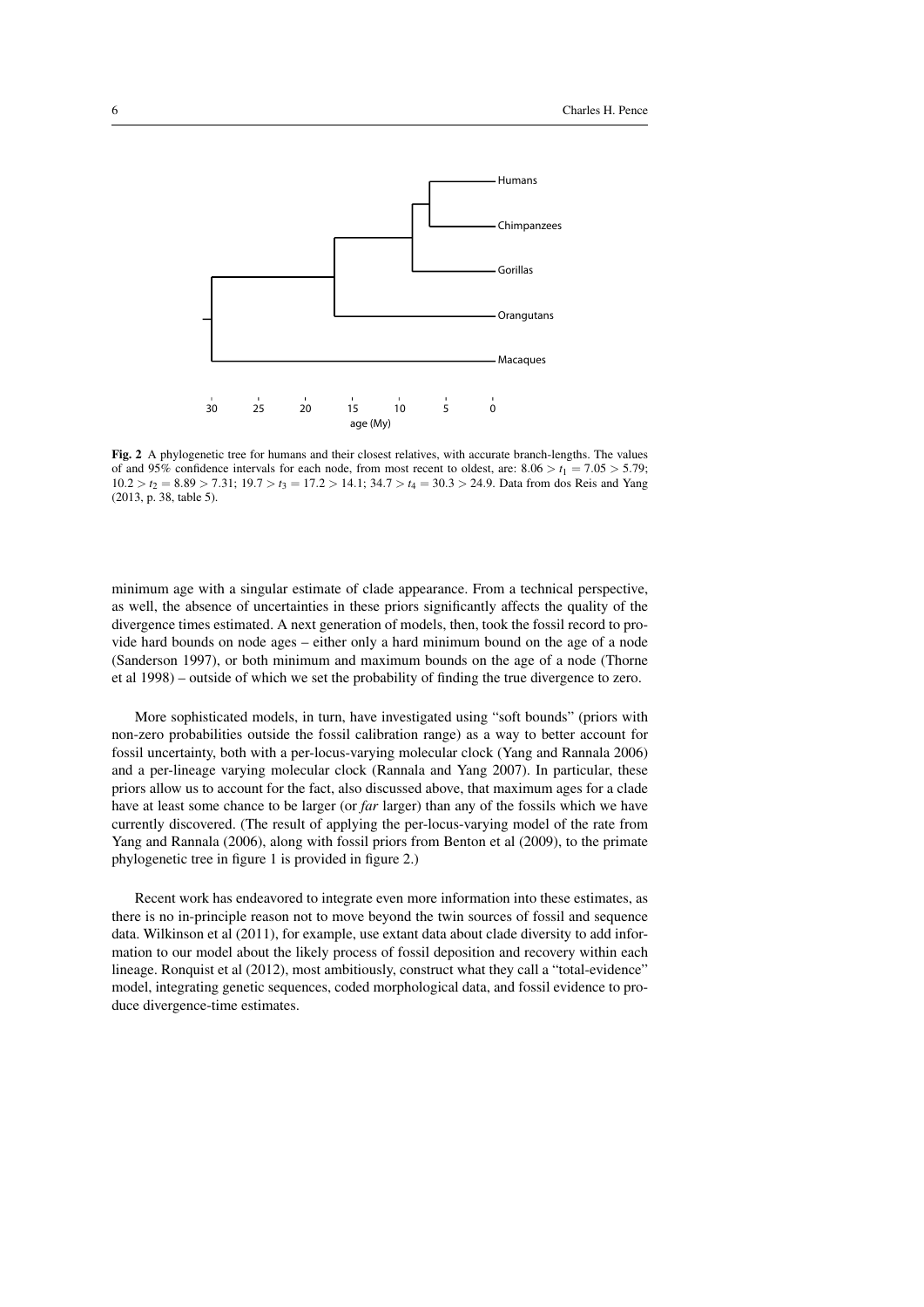**Fig. 2** A phylogenetic tree for humans and their closest relatives, with accurate branch-lengths. The values of and 95% confidence intervals for each node, from most recent to oldest, are: $8.06 > t_1 = 7.05 > 5.79$; $10.2 > t_2 = 8.89 > 7.31$; $19.7 > t_3 = 17.2 > 14.1$; $34.7 > t_4 = 30.3 > 24.9$. Data from dos Reis and Yang (2013, p. 38, table 5).

minimum age with a singular estimate of clade appearance. From a technical perspective, as well, the absence of uncertainties in these priors significantly affects the quality of the divergence times estimated. A next generation of models, then, took the fossil record to provide hard bounds on node ages – either only a hard minimum bound on the age of a node (Sanderson 1997), or both minimum and maximum bounds on the age of a node (Thorne et al 1998) – outside of which we set the probability of finding the true divergence to zero.

More sophisticated models, in turn, have investigated using "soft bounds" (priors with non-zero probabilities outside the fossil calibration range) as a way to better account for fossil uncertainty, both with a per-locus-varying molecular clock (Yang and Rannala 2006) and a per-lineage varying molecular clock (Rannala and Yang 2007). In particular, these priors allow us to account for the fact, also discussed above, that maximum ages for a clade have at least some chance to be larger (or *far* larger) than any of the fossils which we have currently discovered. (The result of applying the per-locus-varying model of the rate from Yang and Rannala (2006), along with fossil priors from Benton et al (2009), to the primate phylogenetic tree in figure 1 is provided in figure 2.)

Recent work has endeavored to integrate even more information into these estimates, as there is no in-principle reason not to move beyond the twin sources of fossil and sequence data. Wilkinson et al (2011), for example, use extant data about clade diversity to add information to our model about the likely process of fossil deposition and recovery within each lineage. Ronquist et al (2012), most ambitiously, construct what they call a "total-evidence" model, integrating genetic sequences, coded morphological data, and fossil evidence to produce divergence-time estimates.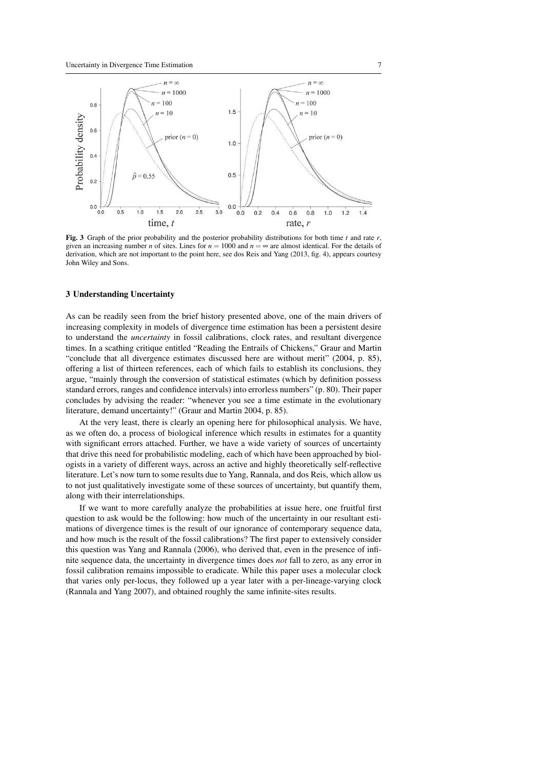**Fig. 3** Graph of the prior probability and the posterior probability distributions for both time $t$ and rate $r$, given an increasing number $n$ of sites. Lines for $n = 1000$ and $n = \infty$ are almost identical. For the details of derivation, which are not important to the point here, see dos Reis and Yang (2013, fig. 4), appears courtesy John Wiley and Sons.

## 3 Understanding Uncertainty

As can be readily seen from the brief history presented above, one of the main drivers of increasing complexity in models of divergence time estimation has been a persistent desire to understand the *uncertainty* in fossil calibrations, clock rates, and resultant divergence times. In a scathing critique entitled "Reading the Entrails of Chickens," Graur and Martin "conclude that all divergence estimates discussed here are without merit" (2004, p. 85), offering a list of thirteen references, each of which fails to establish its conclusions, they argue, "mainly through the conversion of statistical estimates (which by definition possess standard errors, ranges and confidence intervals) into errorless numbers" (p. 80). Their paper concludes by advising the reader: "whenever you see a time estimate in the evolutionary literature, demand uncertainty!" (Graur and Martin 2004, p. 85).

At the very least, there is clearly an opening here for philosophical analysis. We have, as we often do, a process of biological inference which results in estimates for a quantity with significant errors attached. Further, we have a wide variety of sources of uncertainty that drive this need for probabilistic modeling, each of which have been approached by biologists in a variety of different ways, across an active and highly theoretically self-reflective literature. Let's now turn to some results due to Yang, Rannala, and dos Reis, which allow us to not just qualitatively investigate some of these sources of uncertainty, but quantify them, along with their interrelationships.

If we want to more carefully analyze the probabilities at issue here, one fruitful first question to ask would be the following: how much of the uncertainty in our resultant estimations of divergence times is the result of our ignorance of contemporary sequence data, and how much is the result of the fossil calibrations? The first paper to extensively consider this question was Yang and Rannala (2006), who derived that, even in the presence of infinite sequence data, the uncertainty in divergence times does *not* fall to zero, as any error in fossil calibration remains impossible to eradicate. While this paper uses a molecular clock that varies only per-locus, they followed up a year later with a per-lineage-varying clock (Rannala and Yang 2007), and obtained roughly the same infinite-sites results.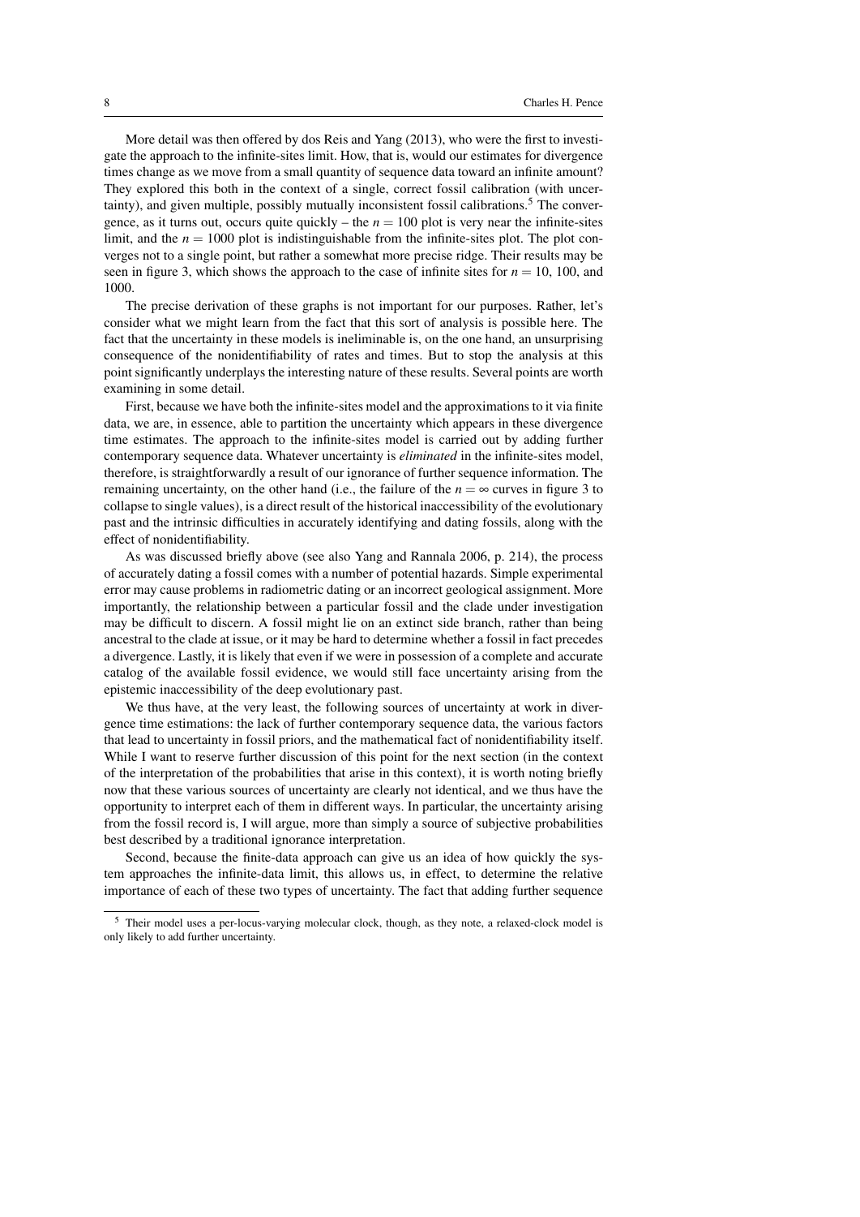More detail was then offered by dos Reis and Yang (2013), who were the first to investigate the approach to the infinite-sites limit. How, that is, would our estimates for divergence times change as we move from a small quantity of sequence data toward an infinite amount? They explored this both in the context of a single, correct fossil calibration (with uncertainty), and given multiple, possibly mutually inconsistent fossil calibrations.[5] The convergence, as it turns out, occurs quite quickly – the $n = 100$ plot is very near the infinite-sites limit, and the $n = 1000$ plot is indistinguishable from the infinite-sites plot. The plot converges not to a single point, but rather a somewhat more precise ridge. Their results may be seen in figure 3, which shows the approach to the case of infinite sites for $n = 10$, 100, and 1000.

The precise derivation of these graphs is not important for our purposes. Rather, let's consider what we might learn from the fact that this sort of analysis is possible here. The fact that the uncertainty in these models is ineliminable is, on the one hand, an unsurprising consequence of the nonidentifiability of rates and times. But to stop the analysis at this point significantly underplays the interesting nature of these results. Several points are worth examining in some detail.

First, because we have both the infinite-sites model and the approximations to it via finite data, we are, in essence, able to partition the uncertainty which appears in these divergence time estimates. The approach to the infinite-sites model is carried out by adding further contemporary sequence data. Whatever uncertainty is *eliminated* in the infinite-sites model, therefore, is straightforwardly a result of our ignorance of further sequence information. The remaining uncertainty, on the other hand (i.e., the failure of the $n = \infty$ curves in figure 3 to collapse to single values), is a direct result of the historical inaccessibility of the evolutionary past and the intrinsic difficulties in accurately identifying and dating fossils, along with the effect of nonidentifiability.

As was discussed briefly above (see also Yang and Rannala 2006, p. 214), the process of accurately dating a fossil comes with a number of potential hazards. Simple experimental error may cause problems in radiometric dating or an incorrect geological assignment. More importantly, the relationship between a particular fossil and the clade under investigation may be difficult to discern. A fossil might lie on an extinct side branch, rather than being ancestral to the clade at issue, or it may be hard to determine whether a fossil in fact precedes a divergence. Lastly, it is likely that even if we were in possession of a complete and accurate catalog of the available fossil evidence, we would still face uncertainty arising from the epistemic inaccessibility of the deep evolutionary past.

We thus have, at the very least, the following sources of uncertainty at work in divergence time estimations: the lack of further contemporary sequence data, the various factors that lead to uncertainty in fossil priors, and the mathematical fact of nonidentifiability itself. While I want to reserve further discussion of this point for the next section (in the context of the interpretation of the probabilities that arise in this context), it is worth noting briefly now that these various sources of uncertainty are clearly not identical, and we thus have the opportunity to interpret each of them in different ways. In particular, the uncertainty arising from the fossil record is, I will argue, more than simply a source of subjective probabilities best described by a traditional ignorance interpretation.

Second, because the finite-data approach can give us an idea of how quickly the system approaches the infinite-data limit, this allows us, in effect, to determine the relative importance of each of these two types of uncertainty. The fact that adding further sequence

[5] Their model uses a per-locus-varying molecular clock, though, as they note, a relaxed-clock model is only likely to add further uncertainty.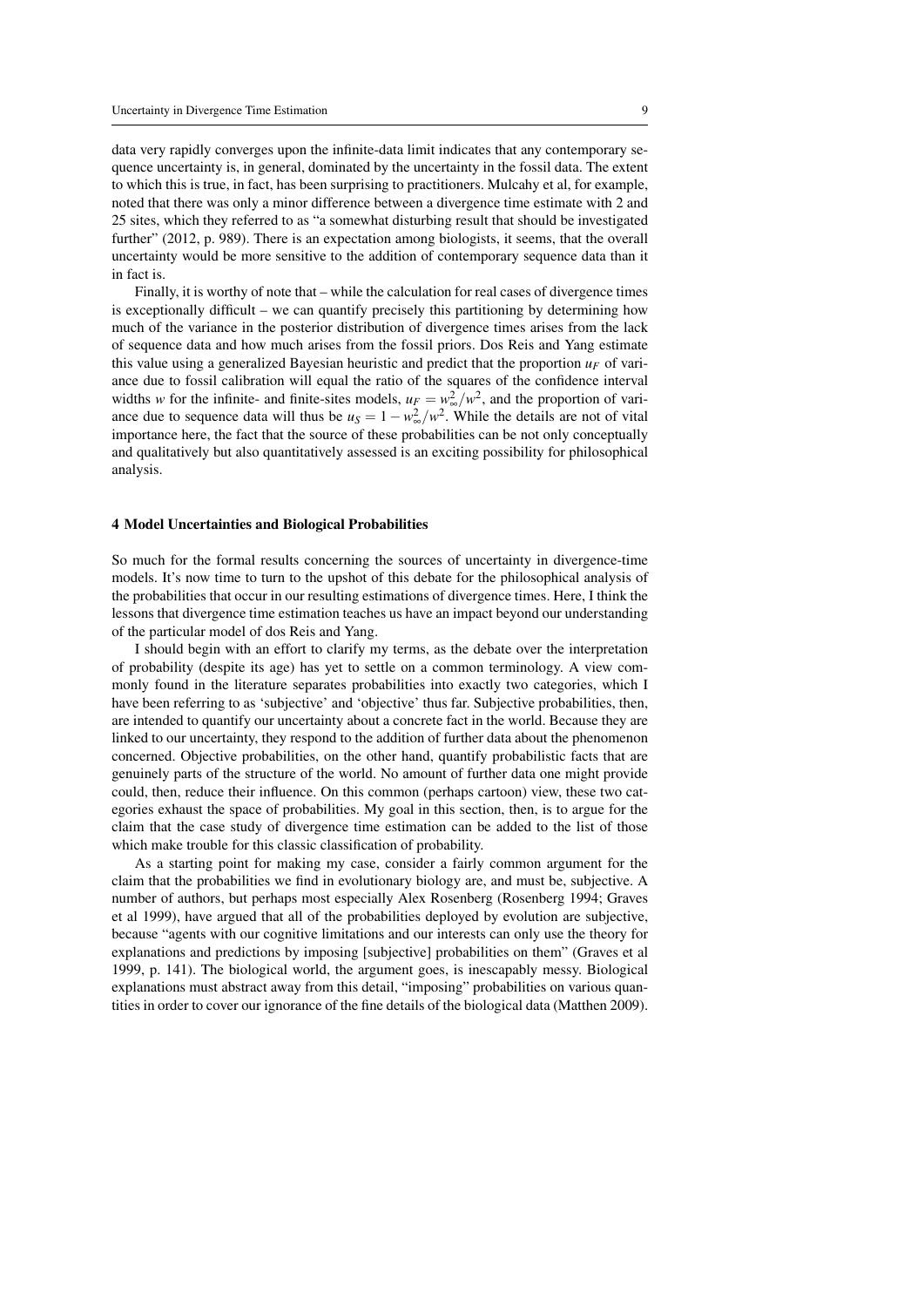data very rapidly converges upon the infinite-data limit indicates that any contemporary sequence uncertainty is, in general, dominated by the uncertainty in the fossil data. The extent to which this is true, in fact, has been surprising to practitioners. Mulcahy et al, for example, noted that there was only a minor difference between a divergence time estimate with 2 and 25 sites, which they referred to as "a somewhat disturbing result that should be investigated further" (2012, p. 989). There is an expectation among biologists, it seems, that the overall uncertainty would be more sensitive to the addition of contemporary sequence data than it in fact is.

Finally, it is worthy of note that – while the calculation for real cases of divergence times is exceptionally difficult – we can quantify precisely this partitioning by determining how much of the variance in the posterior distribution of divergence times arises from the lack of sequence data and how much arises from the fossil priors. Dos Reis and Yang estimate this value using a generalized Bayesian heuristic and predict that the proportion $u_F$ of variance due to fossil calibration will equal the ratio of the squares of the confidence interval widths $w$ for the infinite- and finite-sites models, $u_F = w_\infty^2/w^2$, and the proportion of variance due to sequence data will thus be $u_S = 1 - w_\infty^2/w^2$. While the details are not of vital importance here, the fact that the source of these probabilities can be not only conceptually and qualitatively but also quantitatively assessed is an exciting possibility for philosophical analysis.

## 4 Model Uncertainties and Biological Probabilities

So much for the formal results concerning the sources of uncertainty in divergence-time models. It's now time to turn to the upshot of this debate for the philosophical analysis of the probabilities that occur in our resulting estimations of divergence times. Here, I think the lessons that divergence time estimation teaches us have an impact beyond our understanding of the particular model of dos Reis and Yang.

I should begin with an effort to clarify my terms, as the debate over the interpretation of probability (despite its age) has yet to settle on a common terminology. A view commonly found in the literature separates probabilities into exactly two categories, which I have been referring to as 'subjective' and 'objective' thus far. Subjective probabilities, then, are intended to quantify our uncertainty about a concrete fact in the world. Because they are linked to our uncertainty, they respond to the addition of further data about the phenomenon concerned. Objective probabilities, on the other hand, quantify probabilistic facts that are genuinely parts of the structure of the world. No amount of further data one might provide could, then, reduce their influence. On this common (perhaps cartoon) view, these two categories exhaust the space of probabilities. My goal in this section, then, is to argue for the claim that the case study of divergence time estimation can be added to the list of those which make trouble for this classic classification of probability.

As a starting point for making my case, consider a fairly common argument for the claim that the probabilities we find in evolutionary biology are, and must be, subjective. A number of authors, but perhaps most especially Alex Rosenberg (Rosenberg 1994; Graves et al 1999), have argued that all of the probabilities deployed by evolution are subjective, because "agents with our cognitive limitations and our interests can only use the theory for explanations and predictions by imposing [subjective] probabilities on them" (Graves et al 1999, p. 141). The biological world, the argument goes, is inescapably messy. Biological explanations must abstract away from this detail, "imposing" probabilities on various quantities in order to cover our ignorance of the fine details of the biological data (Matthen 2009).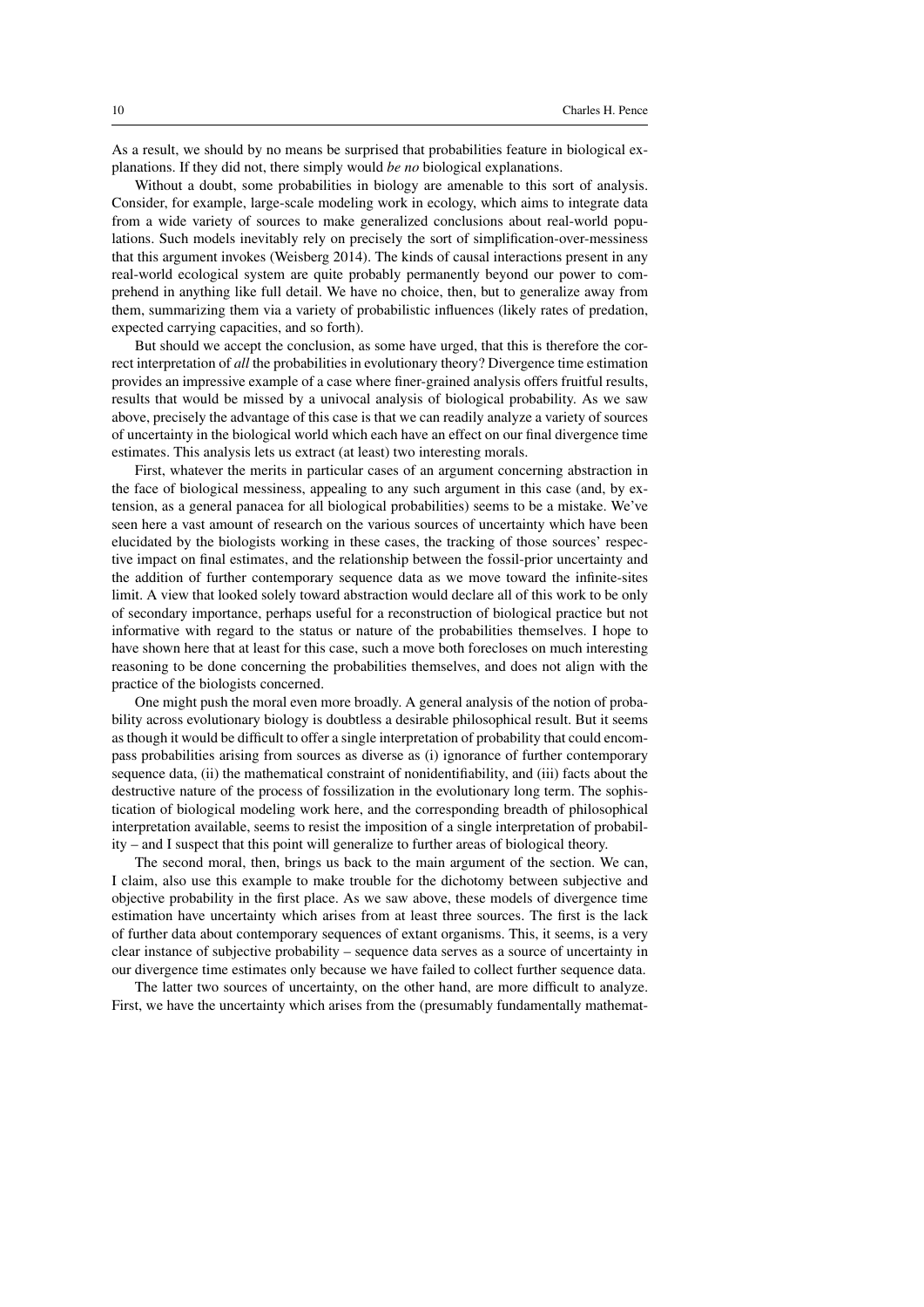As a result, we should by no means be surprised that probabilities feature in biological explanations. If they did not, there simply would *be no* biological explanations.

Without a doubt, some probabilities in biology are amenable to this sort of analysis. Consider, for example, large-scale modeling work in ecology, which aims to integrate data from a wide variety of sources to make generalized conclusions about real-world populations. Such models inevitably rely on precisely the sort of simplification-over-messiness that this argument invokes (Weisberg 2014). The kinds of causal interactions present in any real-world ecological system are quite probably permanently beyond our power to comprehend in anything like full detail. We have no choice, then, but to generalize away from them, summarizing them via a variety of probabilistic influences (likely rates of predation, expected carrying capacities, and so forth).

But should we accept the conclusion, as some have urged, that this is therefore the correct interpretation of *all* the probabilities in evolutionary theory? Divergence time estimation provides an impressive example of a case where finer-grained analysis offers fruitful results, results that would be missed by a univocal analysis of biological probability. As we saw above, precisely the advantage of this case is that we can readily analyze a variety of sources of uncertainty in the biological world which each have an effect on our final divergence time estimates. This analysis lets us extract (at least) two interesting morals.

First, whatever the merits in particular cases of an argument concerning abstraction in the face of biological messiness, appealing to any such argument in this case (and, by extension, as a general panacea for all biological probabilities) seems to be a mistake. We've seen here a vast amount of research on the various sources of uncertainty which have been elucidated by the biologists working in these cases, the tracking of those sources' respective impact on final estimates, and the relationship between the fossil-prior uncertainty and the addition of further contemporary sequence data as we move toward the infinite-sites limit. A view that looked solely toward abstraction would declare all of this work to be only of secondary importance, perhaps useful for a reconstruction of biological practice but not informative with regard to the status or nature of the probabilities themselves. I hope to have shown here that at least for this case, such a move both forecloses on much interesting reasoning to be done concerning the probabilities themselves, and does not align with the practice of the biologists concerned.

One might push the moral even more broadly. A general analysis of the notion of probability across evolutionary biology is doubtless a desirable philosophical result. But it seems as though it would be difficult to offer a single interpretation of probability that could encompass probabilities arising from sources as diverse as (i) ignorance of further contemporary sequence data, (ii) the mathematical constraint of nonidentifiability, and (iii) facts about the destructive nature of the process of fossilization in the evolutionary long term. The sophistication of biological modeling work here, and the corresponding breadth of philosophical interpretation available, seems to resist the imposition of a single interpretation of probability – and I suspect that this point will generalize to further areas of biological theory.

The second moral, then, brings us back to the main argument of the section. We can, I claim, also use this example to make trouble for the dichotomy between subjective and objective probability in the first place. As we saw above, these models of divergence time estimation have uncertainty which arises from at least three sources. The first is the lack of further data about contemporary sequences of extant organisms. This, it seems, is a very clear instance of subjective probability – sequence data serves as a source of uncertainty in our divergence time estimates only because we have failed to collect further sequence data.

The latter two sources of uncertainty, on the other hand, are more difficult to analyze. First, we have the uncertainty which arises from the (presumably fundamentally mathemat-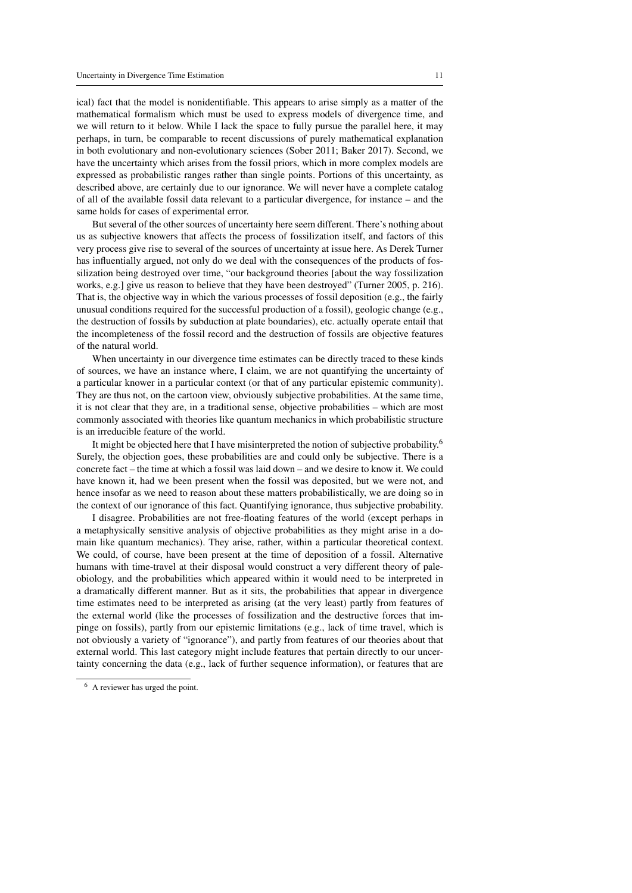ical) fact that the model is nonidentifiable. This appears to arise simply as a matter of the mathematical formalism which must be used to express models of divergence time, and we will return to it below. While I lack the space to fully pursue the parallel here, it may perhaps, in turn, be comparable to recent discussions of purely mathematical explanation in both evolutionary and non-evolutionary sciences (Sober 2011; Baker 2017). Second, we have the uncertainty which arises from the fossil priors, which in more complex models are expressed as probabilistic ranges rather than single points. Portions of this uncertainty, as described above, are certainly due to our ignorance. We will never have a complete catalog of all of the available fossil data relevant to a particular divergence, for instance – and the same holds for cases of experimental error.

But several of the other sources of uncertainty here seem different. There's nothing about us as subjective knowers that affects the process of fossilization itself, and factors of this very process give rise to several of the sources of uncertainty at issue here. As Derek Turner has influentially argued, not only do we deal with the consequences of the products of fossilization being destroyed over time, "our background theories [about the way fossilization works, e.g.] give us reason to believe that they have been destroyed" (Turner 2005, p. 216). That is, the objective way in which the various processes of fossil deposition (e.g., the fairly unusual conditions required for the successful production of a fossil), geologic change (e.g., the destruction of fossils by subduction at plate boundaries), etc. actually operate entail that the incompleteness of the fossil record and the destruction of fossils are objective features of the natural world.

When uncertainty in our divergence time estimates can be directly traced to these kinds of sources, we have an instance where, I claim, we are not quantifying the uncertainty of a particular knower in a particular context (or that of any particular epistemic community). They are thus not, on the cartoon view, obviously subjective probabilities. At the same time, it is not clear that they are, in a traditional sense, objective probabilities – which are most commonly associated with theories like quantum mechanics in which probabilistic structure is an irreducible feature of the world.

It might be objected here that I have misinterpreted the notion of subjective probability.[6] Surely, the objection goes, these probabilities are and could only be subjective. There is a concrete fact – the time at which a fossil was laid down – and we desire to know it. We could have known it, had we been present when the fossil was deposited, but we were not, and hence insofar as we need to reason about these matters probabilistically, we are doing so in the context of our ignorance of this fact. Quantifying ignorance, thus subjective probability.

I disagree. Probabilities are not free-floating features of the world (except perhaps in a metaphysically sensitive analysis of objective probabilities as they might arise in a domain like quantum mechanics). They arise, rather, within a particular theoretical context. We could, of course, have been present at the time of deposition of a fossil. Alternative humans with time-travel at their disposal would construct a very different theory of paleobiology, and the probabilities which appeared within it would need to be interpreted in a dramatically different manner. But as it sits, the probabilities that appear in divergence time estimates need to be interpreted as arising (at the very least) partly from features of the external world (like the processes of fossilization and the destructive forces that impinge on fossils), partly from our epistemic limitations (e.g., lack of time travel, which is not obviously a variety of "ignorance"), and partly from features of our theories about that external world. This last category might include features that pertain directly to our uncertainty concerning the data (e.g., lack of further sequence information), or features that are

[6] A reviewer has urged the point.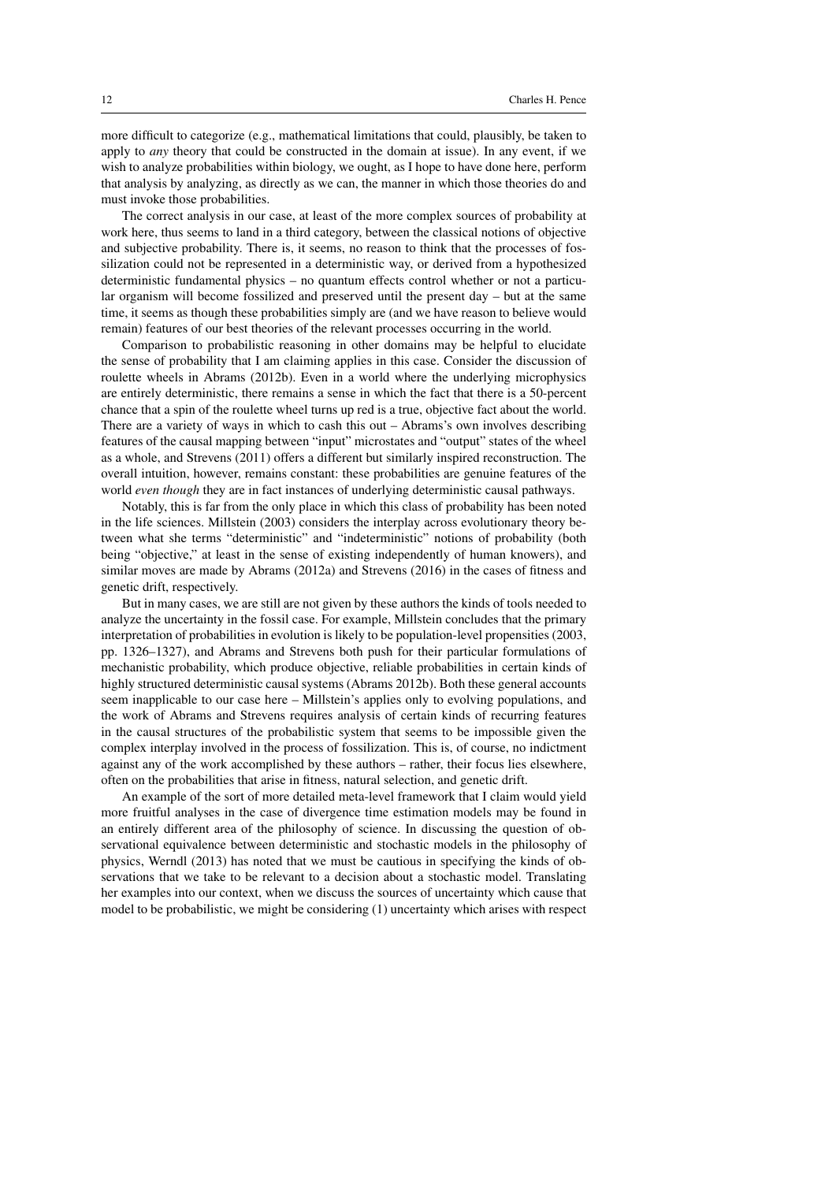more difficult to categorize (e.g., mathematical limitations that could, plausibly, be taken to apply to *any* theory that could be constructed in the domain at issue). In any event, if we wish to analyze probabilities within biology, we ought, as I hope to have done here, perform that analysis by analyzing, as directly as we can, the manner in which those theories do and must invoke those probabilities.

The correct analysis in our case, at least of the more complex sources of probability at work here, thus seems to land in a third category, between the classical notions of objective and subjective probability. There is, it seems, no reason to think that the processes of fossilization could not be represented in a deterministic way, or derived from a hypothesized deterministic fundamental physics – no quantum effects control whether or not a particular organism will become fossilized and preserved until the present day – but at the same time, it seems as though these probabilities simply are (and we have reason to believe would remain) features of our best theories of the relevant processes occurring in the world.

Comparison to probabilistic reasoning in other domains may be helpful to elucidate the sense of probability that I am claiming applies in this case. Consider the discussion of roulette wheels in Abrams (2012b). Even in a world where the underlying microphysics are entirely deterministic, there remains a sense in which the fact that there is a 50-percent chance that a spin of the roulette wheel turns up red is a true, objective fact about the world. There are a variety of ways in which to cash this out – Abrams's own involves describing features of the causal mapping between "input" microstates and "output" states of the wheel as a whole, and Strevens (2011) offers a different but similarly inspired reconstruction. The overall intuition, however, remains constant: these probabilities are genuine features of the world *even though* they are in fact instances of underlying deterministic causal pathways.

Notably, this is far from the only place in which this class of probability has been noted in the life sciences. Millstein (2003) considers the interplay across evolutionary theory between what she terms "deterministic" and "indeterministic" notions of probability (both being "objective," at least in the sense of existing independently of human knowers), and similar moves are made by Abrams (2012a) and Strevens (2016) in the cases of fitness and genetic drift, respectively.

But in many cases, we are still are not given by these authors the kinds of tools needed to analyze the uncertainty in the fossil case. For example, Millstein concludes that the primary interpretation of probabilities in evolution is likely to be population-level propensities (2003, pp. 1326–1327), and Abrams and Strevens both push for their particular formulations of mechanistic probability, which produce objective, reliable probabilities in certain kinds of highly structured deterministic causal systems (Abrams 2012b). Both these general accounts seem inapplicable to our case here – Millstein's applies only to evolving populations, and the work of Abrams and Strevens requires analysis of certain kinds of recurring features in the causal structures of the probabilistic system that seems to be impossible given the complex interplay involved in the process of fossilization. This is, of course, no indictment against any of the work accomplished by these authors – rather, their focus lies elsewhere, often on the probabilities that arise in fitness, natural selection, and genetic drift.

An example of the sort of more detailed meta-level framework that I claim would yield more fruitful analyses in the case of divergence time estimation models may be found in an entirely different area of the philosophy of science. In discussing the question of observational equivalence between deterministic and stochastic models in the philosophy of physics, Werndl (2013) has noted that we must be cautious in specifying the kinds of observations that we take to be relevant to a decision about a stochastic model. Translating her examples into our context, when we discuss the sources of uncertainty which cause that model to be probabilistic, we might be considering (1) uncertainty which arises with respect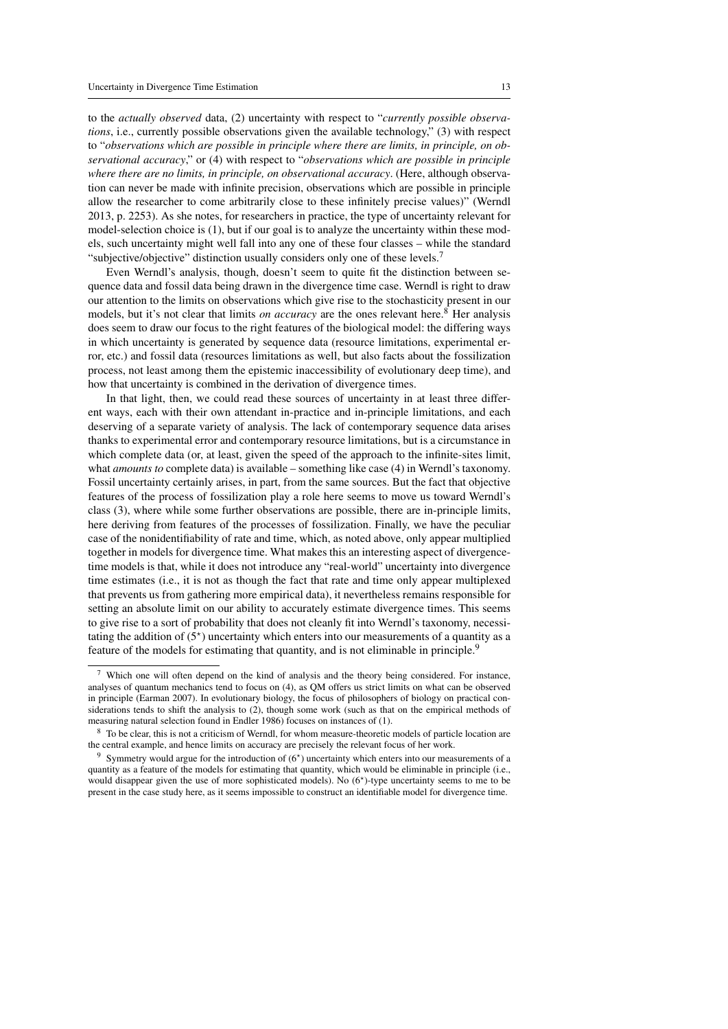to the *actually observed* data, (2) uncertainty with respect to "*currently possible observations*, i.e., currently possible observations given the available technology," (3) with respect to "*observations which are possible in principle where there are limits, in principle, on observational accuracy*," or (4) with respect to "*observations which are possible in principle where there are no limits, in principle, on observational accuracy*. (Here, although observation can never be made with infinite precision, observations which are possible in principle allow the researcher to come arbitrarily close to these infinitely precise values)" (Werndl 2013, p. 2253). As she notes, for researchers in practice, the type of uncertainty relevant for model-selection choice is (1), but if our goal is to analyze the uncertainty within these models, such uncertainty might well fall into any one of these four classes – while the standard "subjective/objective" distinction usually considers only one of these levels.[7]

Even Werndl's analysis, though, doesn't seem to quite fit the distinction between sequence data and fossil data being drawn in the divergence time case. Werndl is right to draw our attention to the limits on observations which give rise to the stochasticity present in our models, but it's not clear that limits *on accuracy* are the ones relevant here.[8] Her analysis does seem to draw our focus to the right features of the biological model: the differing ways in which uncertainty is generated by sequence data (resource limitations, experimental error, etc.) and fossil data (resources limitations as well, but also facts about the fossilization process, not least among them the epistemic inaccessibility of evolutionary deep time), and how that uncertainty is combined in the derivation of divergence times.

In that light, then, we could read these sources of uncertainty in at least three different ways, each with their own attendant in-practice and in-principle limitations, and each deserving of a separate variety of analysis. The lack of contemporary sequence data arises thanks to experimental error and contemporary resource limitations, but is a circumstance in which complete data (or, at least, given the speed of the approach to the infinite-sites limit, what *amounts to* complete data) is available – something like case (4) in Werndl's taxonomy. Fossil uncertainty certainly arises, in part, from the same sources. But the fact that objective features of the process of fossilization play a role here seems to move us toward Werndl's class (3), where while some further observations are possible, there are in-principle limits, here deriving from features of the processes of fossilization. Finally, we have the peculiar case of the nonidentifiability of rate and time, which, as noted above, only appear multiplied together in models for divergence time. What makes this an interesting aspect of divergence-time models is that, while it does not introduce any "real-world" uncertainty into divergence time estimates (i.e., it is not as though the fact that rate and time only appear multiplexed that prevents us from gathering more empirical data), it nevertheless remains responsible for setting an absolute limit on our ability to accurately estimate divergence times. This seems to give rise to a sort of probability that does not cleanly fit into Werndl's taxonomy, necessitating the addition of ($5^{\star}$) uncertainty which enters into our measurements of a quantity as a feature of the models for estimating that quantity, and is not eliminable in principle.[9]

---

[7] Which one will often depend on the kind of analysis and the theory being considered. For instance, analyses of quantum mechanics tend to focus on (4), as QM offers us strict limits on what can be observed in principle (Earman 2007). In evolutionary biology, the focus of philosophers of biology on practical considerations tends to shift the analysis to (2), though some work (such as that on the empirical methods of measuring natural selection found in Endler 1986) focuses on instances of (1).

[8] To be clear, this is not a criticism of Werndl, for whom measure-theoretic models of particle location are the central example, and hence limits on accuracy are precisely the relevant focus of her work.

[9] Symmetry would argue for the introduction of ($6^{\star}$) uncertainty which enters into our measurements of a quantity as a feature of the models for estimating that quantity, which would be eliminable in principle (i.e., would disappear given the use of more sophisticated models). No ($6^{\star}$)-type uncertainty seems to me to be present in the case study here, as it seems impossible to construct an identifiable model for divergence time.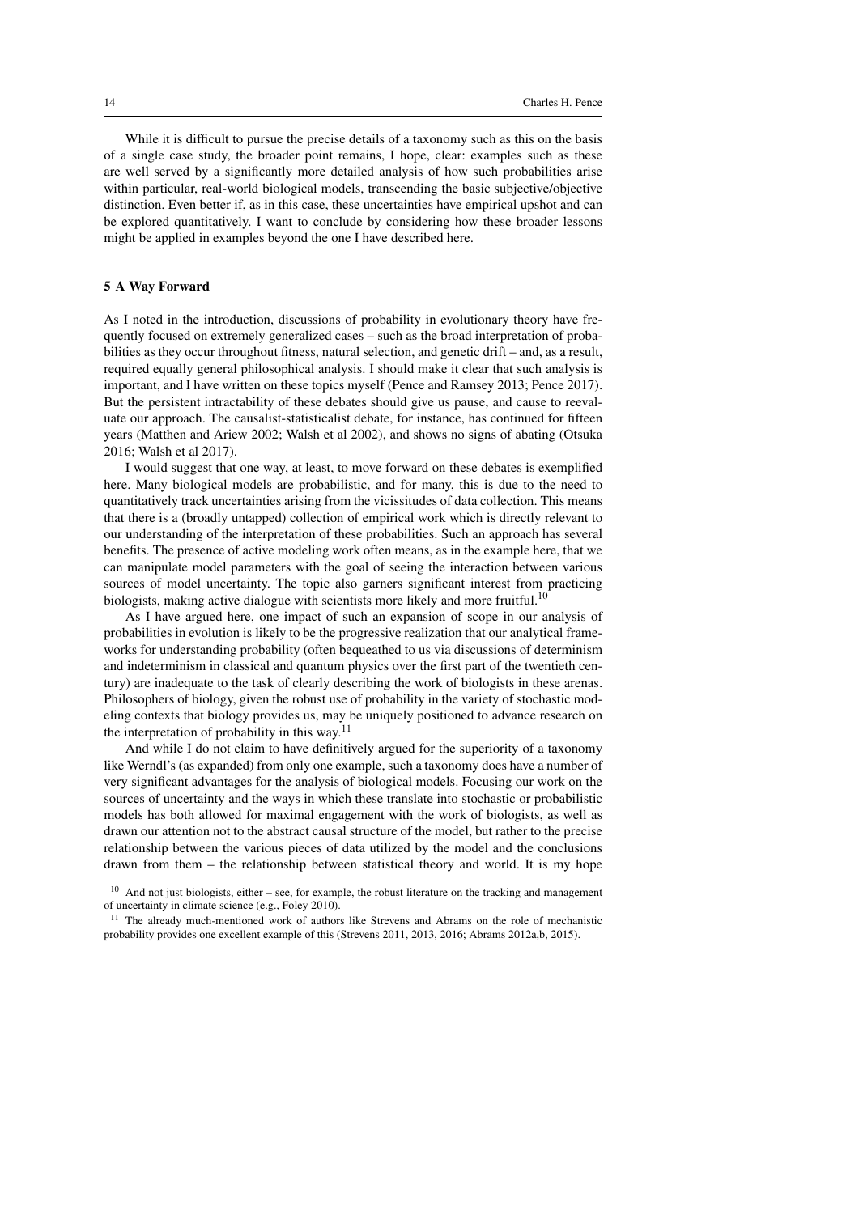While it is difficult to pursue the precise details of a taxonomy such as this on the basis of a single case study, the broader point remains, I hope, clear: examples such as these are well served by a significantly more detailed analysis of how such probabilities arise within particular, real-world biological models, transcending the basic subjective/objective distinction. Even better if, as in this case, these uncertainties have empirical upshot and can be explored quantitatively. I want to conclude by considering how these broader lessons might be applied in examples beyond the one I have described here.

## 5 A Way Forward

As I noted in the introduction, discussions of probability in evolutionary theory have frequently focused on extremely generalized cases – such as the broad interpretation of probabilities as they occur throughout fitness, natural selection, and genetic drift – and, as a result, required equally general philosophical analysis. I should make it clear that such analysis is important, and I have written on these topics myself (Pence and Ramsey 2013; Pence 2017). But the persistent intractability of these debates should give us pause, and cause to reevaluate our approach. The causalist-statisticalist debate, for instance, has continued for fifteen years (Matthen and Ariew 2002; Walsh et al 2002), and shows no signs of abating (Otsuka 2016; Walsh et al 2017).

I would suggest that one way, at least, to move forward on these debates is exemplified here. Many biological models are probabilistic, and for many, this is due to the need to quantitatively track uncertainties arising from the vicissitudes of data collection. This means that there is a (broadly untapped) collection of empirical work which is directly relevant to our understanding of the interpretation of these probabilities. Such an approach has several benefits. The presence of active modeling work often means, as in the example here, that we can manipulate model parameters with the goal of seeing the interaction between various sources of model uncertainty. The topic also garners significant interest from practicing biologists, making active dialogue with scientists more likely and more fruitful.[10]

As I have argued here, one impact of such an expansion of scope in our analysis of probabilities in evolution is likely to be the progressive realization that our analytical frameworks for understanding probability (often bequeathed to us via discussions of determinism and indeterminism in classical and quantum physics over the first part of the twentieth century) are inadequate to the task of clearly describing the work of biologists in these arenas. Philosophers of biology, given the robust use of probability in the variety of stochastic modeling contexts that biology provides us, may be uniquely positioned to advance research on the interpretation of probability in this way.[11]

And while I do not claim to have definitively argued for the superiority of a taxonomy like Werndl's (as expanded) from only one example, such a taxonomy does have a number of very significant advantages for the analysis of biological models. Focusing our work on the sources of uncertainty and the ways in which these translate into stochastic or probabilistic models has both allowed for maximal engagement with the work of biologists, as well as drawn our attention not to the abstract causal structure of the model, but rather to the precise relationship between the various pieces of data utilized by the model and the conclusions drawn from them – the relationship between statistical theory and world. It is my hope

[10] And not just biologists, either – see, for example, the robust literature on the tracking and management of uncertainty in climate science (e.g., Foley 2010).

[11] The already much-mentioned work of authors like Strevens and Abrams on the role of mechanistic probability provides one excellent example of this (Strevens 2011, 2013, 2016; Abrams 2012a,b, 2015).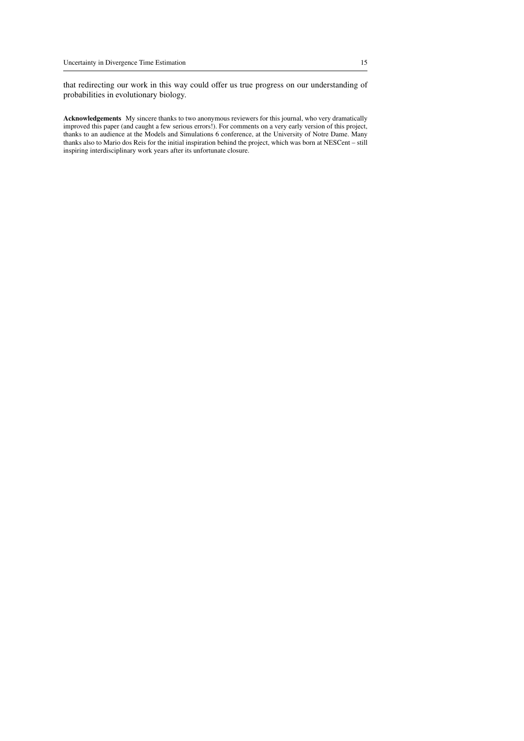that redirecting our work in this way could offer us true progress on our understanding of probabilities in evolutionary biology.

**Acknowledgements** My sincere thanks to two anonymous reviewers for this journal, who very dramatically improved this paper (and caught a few serious errors!). For comments on a very early version of this project, thanks to an audience at the Models and Simulations 6 conference, at the University of Notre Dame. Many thanks also to Mario dos Reis for the initial inspiration behind the project, which was born at NESCent – still inspiring interdisciplinary work years after its unfortunate closure.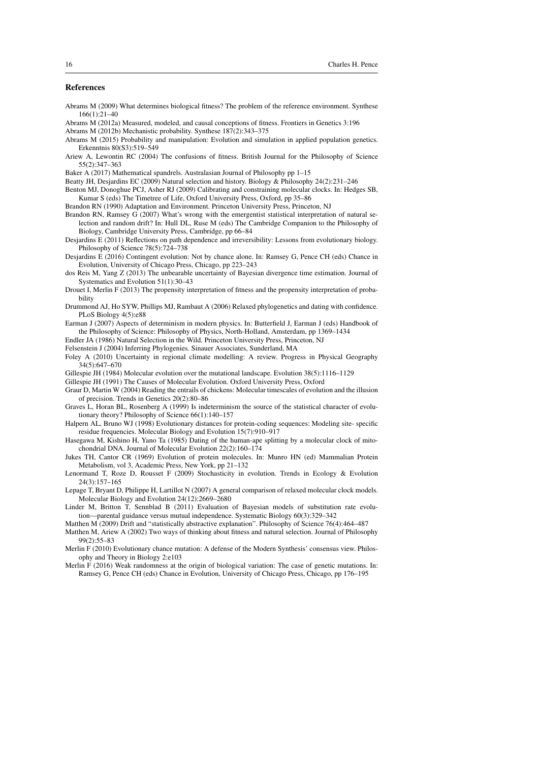## References

Abrams M (2009) What determines biological fitness? The problem of the reference environment. Synthese 166(1):21–40

Abrams M (2012a) Measured, modeled, and causal conceptions of fitness. Frontiers in Genetics 3:196

Abrams M (2012b) Mechanistic probability. Synthese 187(2):343–375

Abrams M (2015) Probability and manipulation: Evolution and simulation in applied population genetics. Erkenntnis 80(S3):519–549

Ariew A, Lewontin RC (2004) The confusions of fitness. British Journal for the Philosophy of Science 55(2):347–363

Baker A (2017) Mathematical spandrels. Australasian Journal of Philosophy pp 1–15

Beatty JH, Desjardins EC (2009) Natural selection and history. Biology & Philosophy 24(2):231–246

Benton MJ, Donoghue PCJ, Asher RJ (2009) Calibrating and constraining molecular clocks. In: Hedges SB, Kumar S (eds) The Timetree of Life, Oxford University Press, Oxford, pp 35–86

Brandon RN (1990) Adaptation and Environment. Princeton University Press, Princeton, NJ

Brandon RN, Ramsey G (2007) What's wrong with the emergentist statistical interpretation of natural selection and random drift? In: Hull DL, Ruse M (eds) The Cambridge Companion to the Philosophy of Biology, Cambridge University Press, Cambridge, pp 66–84

Desjardins E (2011) Reflections on path dependence and irreversibility: Lessons from evolutionary biology. Philosophy of Science 78(5):724–738

Desjardins E (2016) Contingent evolution: Not by chance alone. In: Ramsey G, Pence CH (eds) Chance in Evolution, University of Chicago Press, Chicago, pp 223–243

dos Reis M, Yang Z (2013) The unbearable uncertainty of Bayesian divergence time estimation. Journal of Systematics and Evolution 51(1):30–43

Drouet I, Merlin F (2013) The propensity interpretation of fitness and the propensity interpretation of probability

Drummond AJ, Ho SYW, Phillips MJ, Rambaut A (2006) Relaxed phylogenetics and dating with confidence. PLoS Biology 4(5):e88

Earman J (2007) Aspects of determinism in modern physics. In: Butterfield J, Earman J (eds) Handbook of the Philosophy of Science: Philosophy of Physics, North-Holland, Amsterdam, pp 1369–1434

Endler JA (1986) Natural Selection in the Wild. Princeton University Press, Princeton, NJ

Felsenstein J (2004) Inferring Phylogenies. Sinauer Associates, Sunderland, MA

Foley A (2010) Uncertainty in regional climate modelling: A review. Progress in Physical Geography 34(5):647–670

Gillespie JH (1984) Molecular evolution over the mutational landscape. Evolution 38(5):1116–1129

Gillespie JH (1991) The Causes of Molecular Evolution. Oxford University Press, Oxford

Graur D, Martin W (2004) Reading the entrails of chickens: Molecular timescales of evolution and the illusion of precision. Trends in Genetics 20(2):80–86

Graves L, Horan BL, Rosenberg A (1999) Is indeterminism the source of the statistical character of evolutionary theory? Philosophy of Science 66(1):140–157

Halpern AL, Bruno WJ (1998) Evolutionary distances for protein-coding sequences: Modeling site- specific residue frequencies. Molecular Biology and Evolution 15(7):910–917

Hasegawa M, Kishino H, Yano Ta (1985) Dating of the human-ape splitting by a molecular clock of mitochondrial DNA. Journal of Molecular Evolution 22(2):160–174

Jukes TH, Cantor CR (1969) Evolution of protein molecules. In: Munro HN (ed) Mammalian Protein Metabolism, vol 3, Academic Press, New York, pp 21–132

Lenormand T, Roze D, Rousset F (2009) Stochasticity in evolution. Trends in Ecology & Evolution 24(3):157–165

Lepage T, Bryant D, Philippe H, Lartillot N (2007) A general comparison of relaxed molecular clock models. Molecular Biology and Evolution 24(12):2669–2680

Linder M, Britton T, Sennblad B (2011) Evaluation of Bayesian models of substitution rate evolution—parental guidance versus mutual independence. Systematic Biology 60(3):329–342

Matthen M (2009) Drift and "statistically abstractive explanation". Philosophy of Science 76(4):464–487

Matthen M, Ariew A (2002) Two ways of thinking about fitness and natural selection. Journal of Philosophy 99(2):55–83

Merlin F (2010) Evolutionary chance mutation: A defense of the Modern Synthesis' consensus view. Philosophy and Theory in Biology 2:e103

Merlin F (2016) Weak randomness at the origin of biological variation: The case of genetic mutations. In: Ramsey G, Pence CH (eds) Chance in Evolution, University of Chicago Press, Chicago, pp 176–195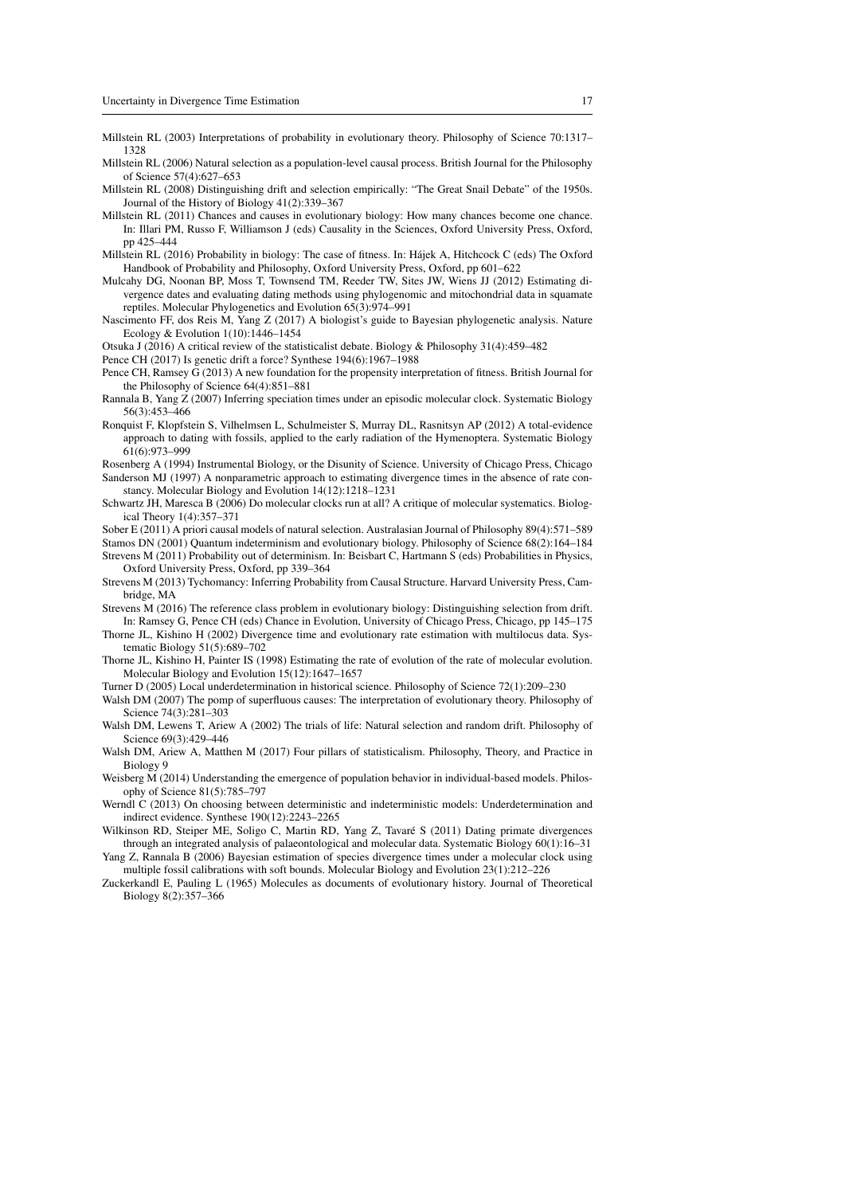Millstein RL (2003) Interpretations of probability in evolutionary theory. Philosophy of Science 70:1317–1328

Millstein RL (2006) Natural selection as a population-level causal process. British Journal for the Philosophy of Science 57(4):627–653

Millstein RL (2008) Distinguishing drift and selection empirically: "The Great Snail Debate" of the 1950s. Journal of the History of Biology 41(2):339–367

Millstein RL (2011) Chances and causes in evolutionary biology: How many chances become one chance. In: Illari PM, Russo F, Williamson J (eds) Causality in the Sciences, Oxford University Press, Oxford, pp 425–444

Millstein RL (2016) Probability in biology: The case of fitness. In: Hájek A, Hitchcock C (eds) The Oxford Handbook of Probability and Philosophy, Oxford University Press, Oxford, pp 601–622

Mulcahy DG, Noonan BP, Moss T, Townsend TM, Reeder TW, Sites JW, Wiens JJ (2012) Estimating divergence dates and evaluating dating methods using phylogenomic and mitochondrial data in squamate reptiles. Molecular Phylogenetics and Evolution 65(3):974–991

Nascimento FF, dos Reis M, Yang Z (2017) A biologist's guide to Bayesian phylogenetic analysis. Nature Ecology & Evolution 1(10):1446–1454

Otsuka J (2016) A critical review of the statisticalist debate. Biology & Philosophy 31(4):459–482

Pence CH (2017) Is genetic drift a force? Synthese 194(6):1967–1988

Pence CH, Ramsey G (2013) A new foundation for the propensity interpretation of fitness. British Journal for the Philosophy of Science 64(4):851–881

Rannala B, Yang Z (2007) Inferring speciation times under an episodic molecular clock. Systematic Biology 56(3):453–466

Ronquist F, Klopfstein S, Vilhelmsen L, Schulmeister S, Murray DL, Rasnitsyn AP (2012) A total-evidence approach to dating with fossils, applied to the early radiation of the Hymenoptera. Systematic Biology 61(6):973–999

Rosenberg A (1994) Instrumental Biology, or the Disunity of Science. University of Chicago Press, Chicago

Sanderson MJ (1997) A nonparametric approach to estimating divergence times in the absence of rate constancy. Molecular Biology and Evolution 14(12):1218–1231

Schwartz JH, Maresca B (2006) Do molecular clocks run at all? A critique of molecular systematics. Biological Theory 1(4):357–371

Sober E (2011) A priori causal models of natural selection. Australasian Journal of Philosophy 89(4):571–589

Stamos DN (2001) Quantum indeterminism and evolutionary biology. Philosophy of Science 68(2):164–184

Strevens M (2011) Probability out of determinism. In: Beisbart C, Hartmann S (eds) Probabilities in Physics, Oxford University Press, Oxford, pp 339–364

Strevens M (2013) Tychomancy: Inferring Probability from Causal Structure. Harvard University Press, Cambridge, MA

Strevens M (2016) The reference class problem in evolutionary biology: Distinguishing selection from drift. In: Ramsey G, Pence CH (eds) Chance in Evolution, University of Chicago Press, Chicago, pp 145–175

Thorne JL, Kishino H (2002) Divergence time and evolutionary rate estimation with multilocus data. Systematic Biology 51(5):689–702

Thorne JL, Kishino H, Painter IS (1998) Estimating the rate of evolution of the rate of molecular evolution. Molecular Biology and Evolution 15(12):1647–1657

Turner D (2005) Local underdetermination in historical science. Philosophy of Science 72(1):209–230

Walsh DM (2007) The pomp of superfluous causes: The interpretation of evolutionary theory. Philosophy of Science 74(3):281–303

Walsh DM, Lewens T, Ariew A (2002) The trials of life: Natural selection and random drift. Philosophy of Science 69(3):429–446

Walsh DM, Ariew A, Matthen M (2017) Four pillars of statisticalism. Philosophy, Theory, and Practice in Biology 9

Weisberg M (2014) Understanding the emergence of population behavior in individual-based models. Philosophy of Science 81(5):785–797

Werndl C (2013) On choosing between deterministic and indeterministic models: Underdetermination and indirect evidence. Synthese 190(12):2243–2265

Wilkinson RD, Steiper ME, Soligo C, Martin RD, Yang Z, Tavaré S (2011) Dating primate divergences through an integrated analysis of palaeontological and molecular data. Systematic Biology 60(1):16–31

Yang Z, Rannala B (2006) Bayesian estimation of species divergence times under a molecular clock using multiple fossil calibrations with soft bounds. Molecular Biology and Evolution 23(1):212–226

Zuckerkandl E, Pauling L (1965) Molecules as documents of evolutionary history. Journal of Theoretical Biology 8(2):357–366